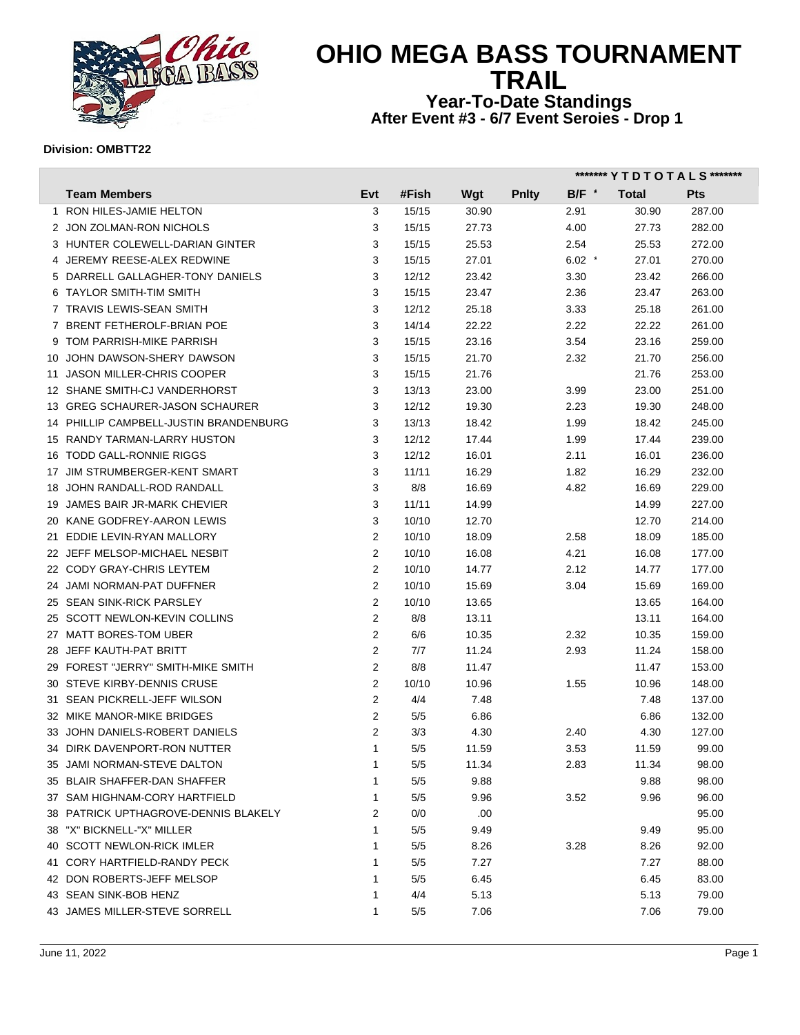# OHIO MEGA BASS TOURNAMENT TRAIL

## Year-To-Date Standings
### After Event #3 - 6/7 Event Seroies - Drop 1

**Division: OMBTT22**

| | Team Members | Evt | #Fish | Wgt | Pnlty | B/F * | Total | Pts |
|---|---|---|---|---|---|---|---|---|
| | | | | | | ******* Y T D T O T A L S ******* | | |
| 1 | RON HILES-JAMIE HELTON | 3 | 15/15 | 30.90 | | 2.91 | 30.90 | 287.00 |
| 2 | JON ZOLMAN-RON NICHOLS | 3 | 15/15 | 27.73 | | 4.00 | 27.73 | 282.00 |
| 3 | HUNTER COLEWELL-DARIAN GINTER | 3 | 15/15 | 25.53 | | 2.54 | 25.53 | 272.00 |
| 4 | JEREMY REESE-ALEX REDWINE | 3 | 15/15 | 27.01 | | 6.02 * | 27.01 | 270.00 |
| 5 | DARRELL GALLAGHER-TONY DANIELS | 3 | 12/12 | 23.42 | | 3.30 | 23.42 | 266.00 |
| 6 | TAYLOR SMITH-TIM SMITH | 3 | 15/15 | 23.47 | | 2.36 | 23.47 | 263.00 |
| 7 | TRAVIS LEWIS-SEAN SMITH | 3 | 12/12 | 25.18 | | 3.33 | 25.18 | 261.00 |
| 7 | BRENT FETHEROLF-BRIAN POE | 3 | 14/14 | 22.22 | | 2.22 | 22.22 | 261.00 |
| 9 | TOM PARRISH-MIKE PARRISH | 3 | 15/15 | 23.16 | | 3.54 | 23.16 | 259.00 |
| 10 | JOHN DAWSON-SHERY DAWSON | 3 | 15/15 | 21.70 | | 2.32 | 21.70 | 256.00 |
| 11 | JASON MILLER-CHRIS COOPER | 3 | 15/15 | 21.76 | | | 21.76 | 253.00 |
| 12 | SHANE SMITH-CJ VANDERHORST | 3 | 13/13 | 23.00 | | 3.99 | 23.00 | 251.00 |
| 13 | GREG SCHAURER-JASON SCHAURER | 3 | 12/12 | 19.30 | | 2.23 | 19.30 | 248.00 |
| 14 | PHILLIP CAMPBELL-JUSTIN BRANDENBURG | 3 | 13/13 | 18.42 | | 1.99 | 18.42 | 245.00 |
| 15 | RANDY TARMAN-LARRY HUSTON | 3 | 12/12 | 17.44 | | 1.99 | 17.44 | 239.00 |
| 16 | TODD GALL-RONNIE RIGGS | 3 | 12/12 | 16.01 | | 2.11 | 16.01 | 236.00 |
| 17 | JIM STRUMBERGER-KENT SMART | 3 | 11/11 | 16.29 | | 1.82 | 16.29 | 232.00 |
| 18 | JOHN RANDALL-ROD RANDALL | 3 | 8/8 | 16.69 | | 4.82 | 16.69 | 229.00 |
| 19 | JAMES BAIR JR-MARK CHEVIER | 3 | 11/11 | 14.99 | | | 14.99 | 227.00 |
| 20 | KANE GODFREY-AARON LEWIS | 3 | 10/10 | 12.70 | | | 12.70 | 214.00 |
| 21 | EDDIE LEVIN-RYAN MALLORY | 2 | 10/10 | 18.09 | | 2.58 | 18.09 | 185.00 |
| 22 | JEFF MELSOP-MICHAEL NESBIT | 2 | 10/10 | 16.08 | | 4.21 | 16.08 | 177.00 |
| 22 | CODY GRAY-CHRIS LEYTEM | 2 | 10/10 | 14.77 | | 2.12 | 14.77 | 177.00 |
| 24 | JAMI NORMAN-PAT DUFFNER | 2 | 10/10 | 15.69 | | 3.04 | 15.69 | 169.00 |
| 25 | SEAN SINK-RICK PARSLEY | 2 | 10/10 | 13.65 | | | 13.65 | 164.00 |
| 25 | SCOTT NEWLON-KEVIN COLLINS | 2 | 8/8 | 13.11 | | | 13.11 | 164.00 |
| 27 | MATT BORES-TOM UBER | 2 | 6/6 | 10.35 | | 2.32 | 10.35 | 159.00 |
| 28 | JEFF KAUTH-PAT BRITT | 2 | 7/7 | 11.24 | | 2.93 | 11.24 | 158.00 |
| 29 | FOREST "JERRY" SMITH-MIKE SMITH | 2 | 8/8 | 11.47 | | | 11.47 | 153.00 |
| 30 | STEVE KIRBY-DENNIS CRUSE | 2 | 10/10 | 10.96 | | 1.55 | 10.96 | 148.00 |
| 31 | SEAN PICKRELL-JEFF WILSON | 2 | 4/4 | 7.48 | | | 7.48 | 137.00 |
| 32 | MIKE MANOR-MIKE BRIDGES | 2 | 5/5 | 6.86 | | | 6.86 | 132.00 |
| 33 | JOHN DANIELS-ROBERT DANIELS | 2 | 3/3 | 4.30 | | 2.40 | 4.30 | 127.00 |
| 34 | DIRK DAVENPORT-RON NUTTER | 1 | 5/5 | 11.59 | | 3.53 | 11.59 | 99.00 |
| 35 | JAMI NORMAN-STEVE DALTON | 1 | 5/5 | 11.34 | | 2.83 | 11.34 | 98.00 |
| 35 | BLAIR SHAFFER-DAN SHAFFER | 1 | 5/5 | 9.88 | | | 9.88 | 98.00 |
| 37 | SAM HIGHNAM-CORY HARTFIELD | 1 | 5/5 | 9.96 | | 3.52 | 9.96 | 96.00 |
| 38 | PATRICK UPTHAGROVE-DENNIS BLAKELY | 2 | 0/0 | .00 | | | | 95.00 |
| 38 | "X" BICKNELL-"X" MILLER | 1 | 5/5 | 9.49 | | | 9.49 | 95.00 |
| 40 | SCOTT NEWLON-RICK IMLER | 1 | 5/5 | 8.26 | | 3.28 | 8.26 | 92.00 |
| 41 | CORY HARTFIELD-RANDY PECK | 1 | 5/5 | 7.27 | | | 7.27 | 88.00 |
| 42 | DON ROBERTS-JEFF MELSOP | 1 | 5/5 | 6.45 | | | 6.45 | 83.00 |
| 43 | SEAN SINK-BOB HENZ | 1 | 4/4 | 5.13 | | | 5.13 | 79.00 |
| 43 | JAMES MILLER-STEVE SORRELL | 1 | 5/5 | 7.06 | | | 7.06 | 79.00 |

June 11, 2022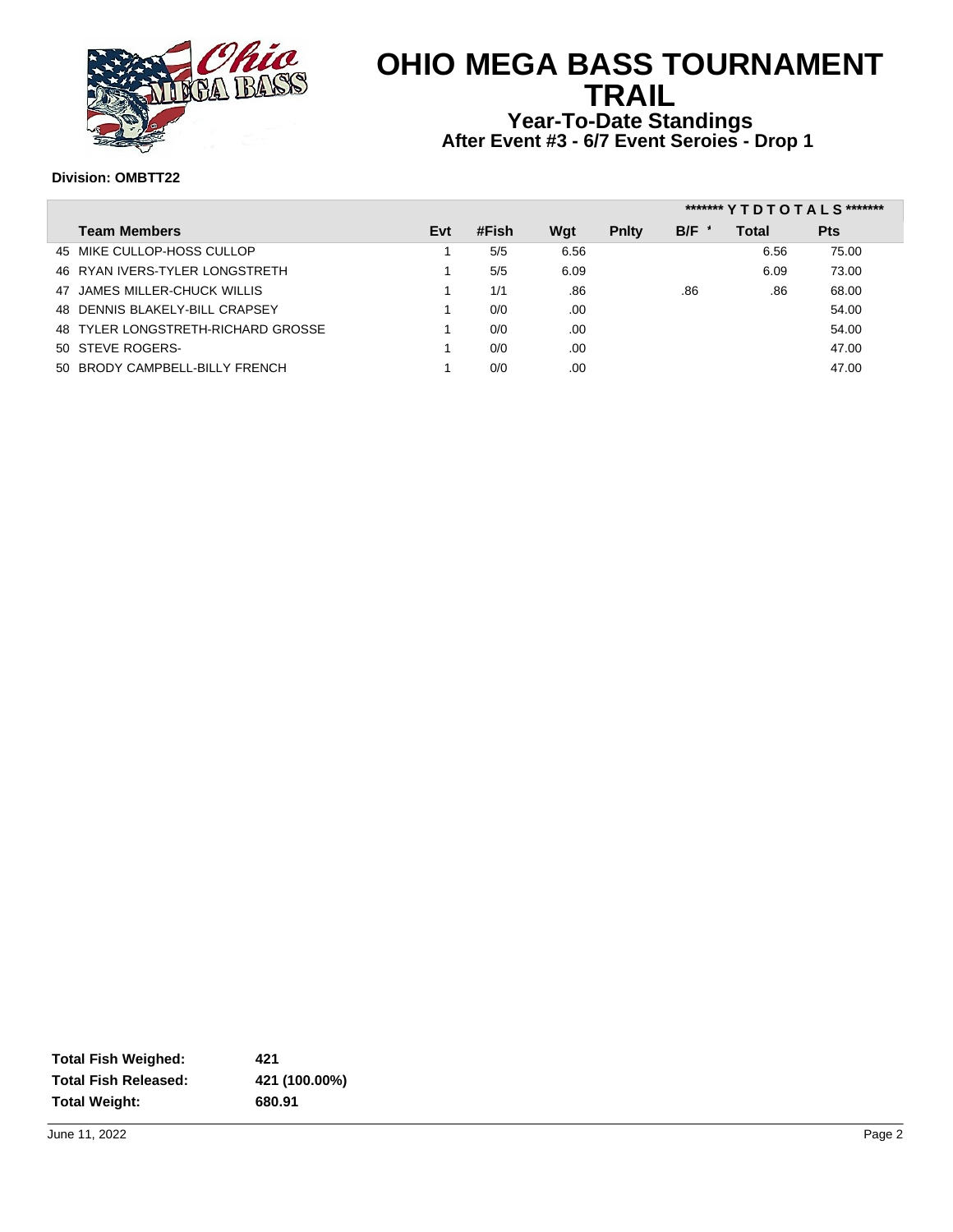# OHIO MEGA BASS TOURNAMENT TRAIL

## Year-To-Date Standings

### After Event #3 - 6/7 Event Seroies - Drop 1

**Division: OMBTT22**

| | | | | | | ******* Y T D T O T A L S ******* | | |
|---|---|---|---|---|---|---|---|---|
| | **Team Members** | **Evt** | **#Fish** | **Wgt** | **Pnlty** | **B/F** | **Total** | **Pts** |
| 45 | MIKE CULLOP-HOSS CULLOP | 1 | 5/5 | 6.56 | | | 6.56 | 75.00 |
| 46 | RYAN IVERS-TYLER LONGSTRETH | 1 | 5/5 | 6.09 | | | 6.09 | 73.00 |
| 47 | JAMES MILLER-CHUCK WILLIS | 1 | 1/1 | .86 | | .86 | .86 | 68.00 |
| 48 | DENNIS BLAKELY-BILL CRAPSEY | 1 | 0/0 | .00 | | | | 54.00 |
| 48 | TYLER LONGSTRETH-RICHARD GROSSE | 1 | 0/0 | .00 | | | | 54.00 |
| 50 | STEVE ROGERS- | 1 | 0/0 | .00 | | | | 47.00 |
| 50 | BRODY CAMPBELL-BILLY FRENCH | 1 | 0/0 | .00 | | | | 47.00 |

**Total Fish Weighed:** 421

**Total Fish Released:** 421 (100.00%)

**Total Weight:** 680.91

June 11, 2022